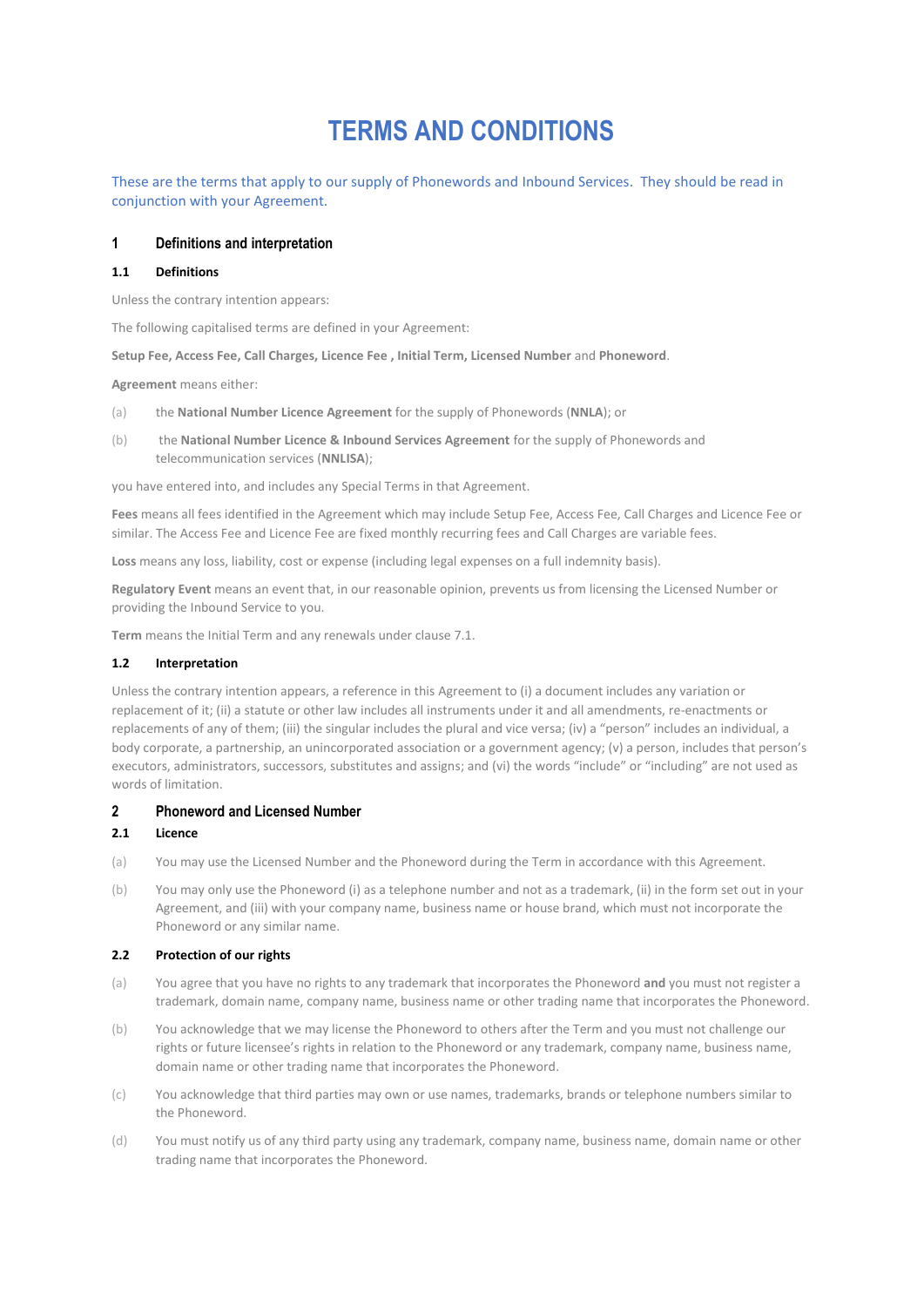# TERMS AND CONDITIONS

These are the terms that apply to our supply of Phonewords and Inbound Services. They should be read in conjunction with your Agreement.

## 1 Definitions and interpretation

### 1.1 Definitions

Unless the contrary intention appears:

The following capitalised terms are defined in your Agreement:

**Setup Fee, Access Fee, Call Charges, Licence Fee , Initial Term, Licensed Number** and **Phoneword**.

**Agreement** means either:

(a) the **National Number Licence Agreement** for the supply of Phonewords (**NNLA**); or

(b) the **National Number Licence & Inbound Services Agreement** for the supply of Phonewords and telecommunication services (**NNLISA**);

you have entered into, and includes any Special Terms in that Agreement.

**Fees** means all fees identified in the Agreement which may include Setup Fee, Access Fee, Call Charges and Licence Fee or similar. The Access Fee and Licence Fee are fixed monthly recurring fees and Call Charges are variable fees.

**Loss** means any loss, liability, cost or expense (including legal expenses on a full indemnity basis).

**Regulatory Event** means an event that, in our reasonable opinion, prevents us from licensing the Licensed Number or providing the Inbound Service to you.

**Term** means the Initial Term and any renewals under clause 7.1.

### 1.2 Interpretation

Unless the contrary intention appears, a reference in this Agreement to (i) a document includes any variation or replacement of it; (ii) a statute or other law includes all instruments under it and all amendments, re-enactments or replacements of any of them; (iii) the singular includes the plural and vice versa; (iv) a "person" includes an individual, a body corporate, a partnership, an unincorporated association or a government agency; (v) a person, includes that person's executors, administrators, successors, substitutes and assigns; and (vi) the words "include" or "including" are not used as words of limitation.

## 2 Phoneword and Licensed Number

### 2.1 Licence

(a) You may use the Licensed Number and the Phoneword during the Term in accordance with this Agreement.

(b) You may only use the Phoneword (i) as a telephone number and not as a trademark, (ii) in the form set out in your Agreement, and (iii) with your company name, business name or house brand, which must not incorporate the Phoneword or any similar name.

### 2.2 Protection of our rights

(a) You agree that you have no rights to any trademark that incorporates the Phoneword **and** you must not register a trademark, domain name, company name, business name or other trading name that incorporates the Phoneword.

(b) You acknowledge that we may license the Phoneword to others after the Term and you must not challenge our rights or future licensee's rights in relation to the Phoneword or any trademark, company name, business name, domain name or other trading name that incorporates the Phoneword.

(c) You acknowledge that third parties may own or use names, trademarks, brands or telephone numbers similar to the Phoneword.

(d) You must notify us of any third party using any trademark, company name, business name, domain name or other trading name that incorporates the Phoneword.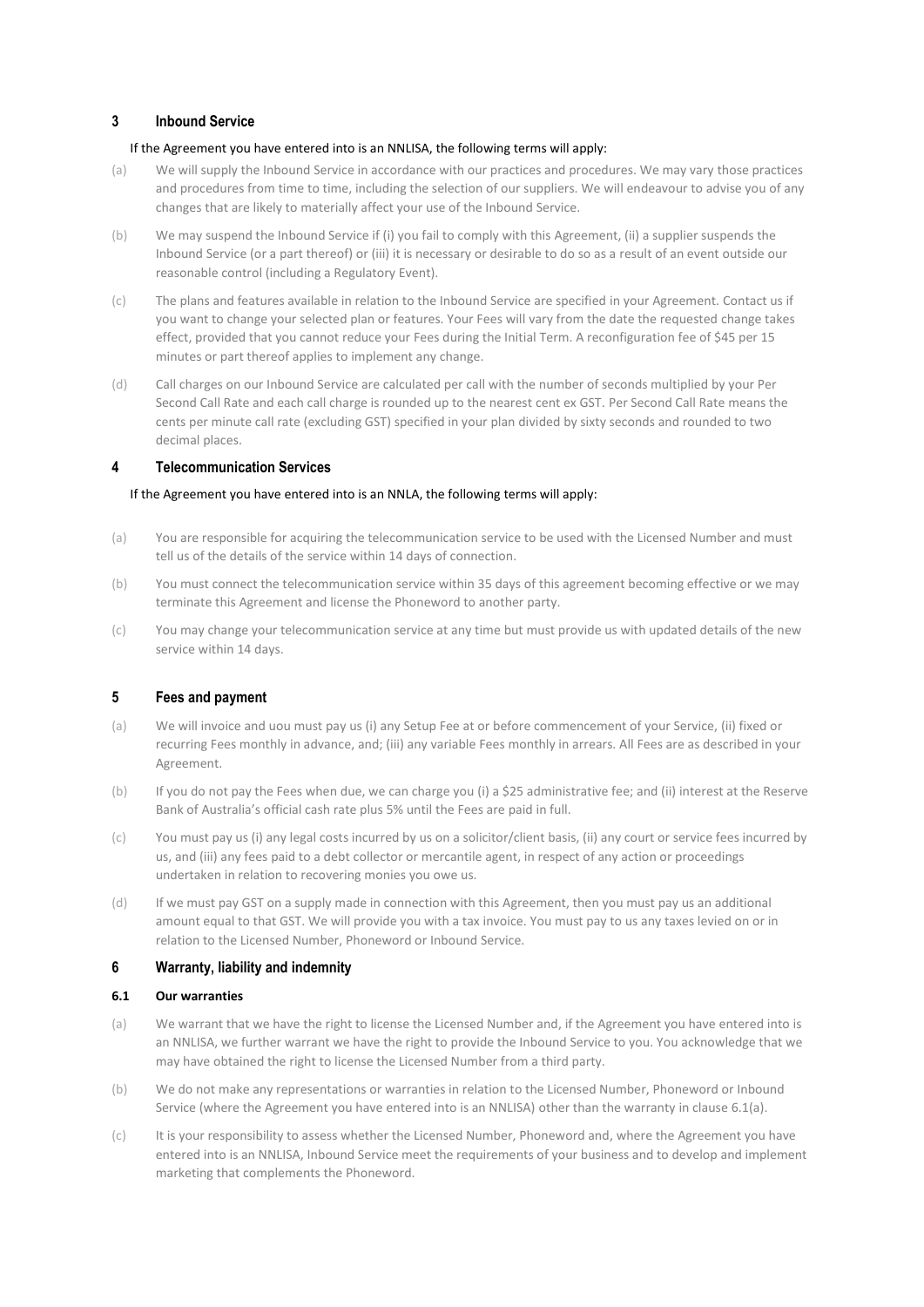## 3 Inbound Service

If the Agreement you have entered into is an NNLISA, the following terms will apply:

(a) We will supply the Inbound Service in accordance with our practices and procedures. We may vary those practices and procedures from time to time, including the selection of our suppliers. We will endeavour to advise you of any changes that are likely to materially affect your use of the Inbound Service.

(b) We may suspend the Inbound Service if (i) you fail to comply with this Agreement, (ii) a supplier suspends the Inbound Service (or a part thereof) or (iii) it is necessary or desirable to do so as a result of an event outside our reasonable control (including a Regulatory Event).

(c) The plans and features available in relation to the Inbound Service are specified in your Agreement. Contact us if you want to change your selected plan or features. Your Fees will vary from the date the requested change takes effect, provided that you cannot reduce your Fees during the Initial Term. A reconfiguration fee of $45 per 15 minutes or part thereof applies to implement any change.

(d) Call charges on our Inbound Service are calculated per call with the number of seconds multiplied by your Per Second Call Rate and each call charge is rounded up to the nearest cent ex GST. Per Second Call Rate means the cents per minute call rate (excluding GST) specified in your plan divided by sixty seconds and rounded to two decimal places.

## 4 Telecommunication Services

If the Agreement you have entered into is an NNLA, the following terms will apply:

(a) You are responsible for acquiring the telecommunication service to be used with the Licensed Number and must tell us of the details of the service within 14 days of connection.

(b) You must connect the telecommunication service within 35 days of this agreement becoming effective or we may terminate this Agreement and license the Phoneword to another party.

(c) You may change your telecommunication service at any time but must provide us with updated details of the new service within 14 days.

## 5 Fees and payment

(a) We will invoice and uou must pay us (i) any Setup Fee at or before commencement of your Service, (ii) fixed or recurring Fees monthly in advance, and; (iii) any variable Fees monthly in arrears. All Fees are as described in your Agreement.

(b) If you do not pay the Fees when due, we can charge you (i) a $25 administrative fee; and (ii) interest at the Reserve Bank of Australia's official cash rate plus 5% until the Fees are paid in full.

(c) You must pay us (i) any legal costs incurred by us on a solicitor/client basis, (ii) any court or service fees incurred by us, and (iii) any fees paid to a debt collector or mercantile agent, in respect of any action or proceedings undertaken in relation to recovering monies you owe us.

(d) If we must pay GST on a supply made in connection with this Agreement, then you must pay us an additional amount equal to that GST. We will provide you with a tax invoice. You must pay to us any taxes levied on or in relation to the Licensed Number, Phoneword or Inbound Service.

## 6 Warranty, liability and indemnity

### 6.1 Our warranties

(a) We warrant that we have the right to license the Licensed Number and, if the Agreement you have entered into is an NNLISA, we further warrant we have the right to provide the Inbound Service to you. You acknowledge that we may have obtained the right to license the Licensed Number from a third party.

(b) We do not make any representations or warranties in relation to the Licensed Number, Phoneword or Inbound Service (where the Agreement you have entered into is an NNLISA) other than the warranty in clause 6.1(a).

(c) It is your responsibility to assess whether the Licensed Number, Phoneword and, where the Agreement you have entered into is an NNLISA, Inbound Service meet the requirements of your business and to develop and implement marketing that complements the Phoneword.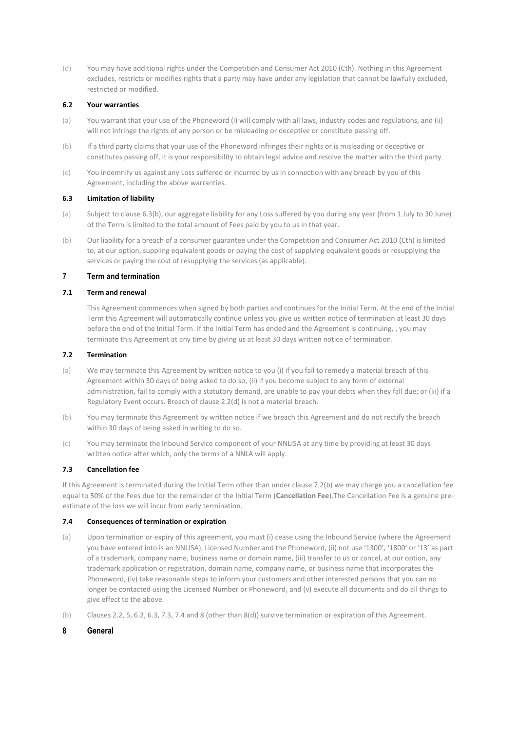(d) You may have additional rights under the Competition and Consumer Act 2010 (Cth). Nothing in this Agreement excludes, restricts or modifies rights that a party may have under any legislation that cannot be lawfully excluded, restricted or modified.

### 6.2 Your warranties

(a) You warrant that your use of the Phoneword (i) will comply with all laws, industry codes and regulations, and (ii) will not infringe the rights of any person or be misleading or deceptive or constitute passing off.

(b) If a third party claims that your use of the Phoneword infringes their rights or is misleading or deceptive or constitutes passing off, it is your responsibility to obtain legal advice and resolve the matter with the third party.

(c) You indemnify us against any Loss suffered or incurred by us in connection with any breach by you of this Agreement, including the above warranties.

### 6.3 Limitation of liability

(a) Subject to clause 6.3(b), our aggregate liability for any Loss suffered by you during any year (from 1 July to 30 June) of the Term is limited to the total amount of Fees paid by you to us in that year.

(b) Our liability for a breach of a consumer guarantee under the Competition and Consumer Act 2010 (Cth) is limited to, at our option, suppling equivalent goods or paying the cost of supplying equivalent goods or resupplying the services or paying the cost of resupplying the services (as applicable).

## 7 Term and termination

### 7.1 Term and renewal

This Agreement commences when signed by both parties and continues for the Initial Term. At the end of the Initial Term this Agreement will automatically continue unless you give us written notice of termination at least 30 days before the end of the Initial Term. If the Initial Term has ended and the Agreement is continuing, , you may terminate this Agreement at any time by giving us at least 30 days written notice of termination.

### 7.2 Termination

(a) We may terminate this Agreement by written notice to you (i) if you fail to remedy a material breach of this Agreement within 30 days of being asked to do so, (ii) if you become subject to any form of external administration, fail to comply with a statutory demand, are unable to pay your debts when they fall due; or (iii) if a Regulatory Event occurs. Breach of clause 2.2(d) is not a material breach.

(b) You may terminate this Agreement by written notice if we breach this Agreement and do not rectify the breach within 30 days of being asked in writing to do so.

(c) You may terminate the Inbound Service component of your NNLISA at any time by providing at least 30 days written notice after which, only the terms of a NNLA will apply.

### 7.3 Cancellation fee

If this Agreement is terminated during the Initial Term other than under clause 7.2(b) we may charge you a cancellation fee equal to 50% of the Fees due for the remainder of the Initial Term (**Cancellation Fee**).The Cancellation Fee is a genuine pre-estimate of the loss we will incur from early termination.

### 7.4 Consequences of termination or expiration

(a) Upon termination or expiry of this agreement, you must (i) cease using the Inbound Service (where the Agreement you have entered into is an NNLISA), Licensed Number and the Phoneword, (ii) not use '1300', '1800' or '13' as part of a trademark, company name, business name or domain name, (iii) transfer to us or cancel, at our option, any trademark application or registration, domain name, company name, or business name that incorporates the Phoneword, (iv) take reasonable steps to inform your customers and other interested persons that you can no longer be contacted using the Licensed Number or Phoneword, and (v) execute all documents and do all things to give effect to the above.

(b) Clauses 2.2, 5, 6.2, 6.3, 7.3, 7.4 and 8 (other than 8(d)) survive termination or expiration of this Agreement.

## 8 General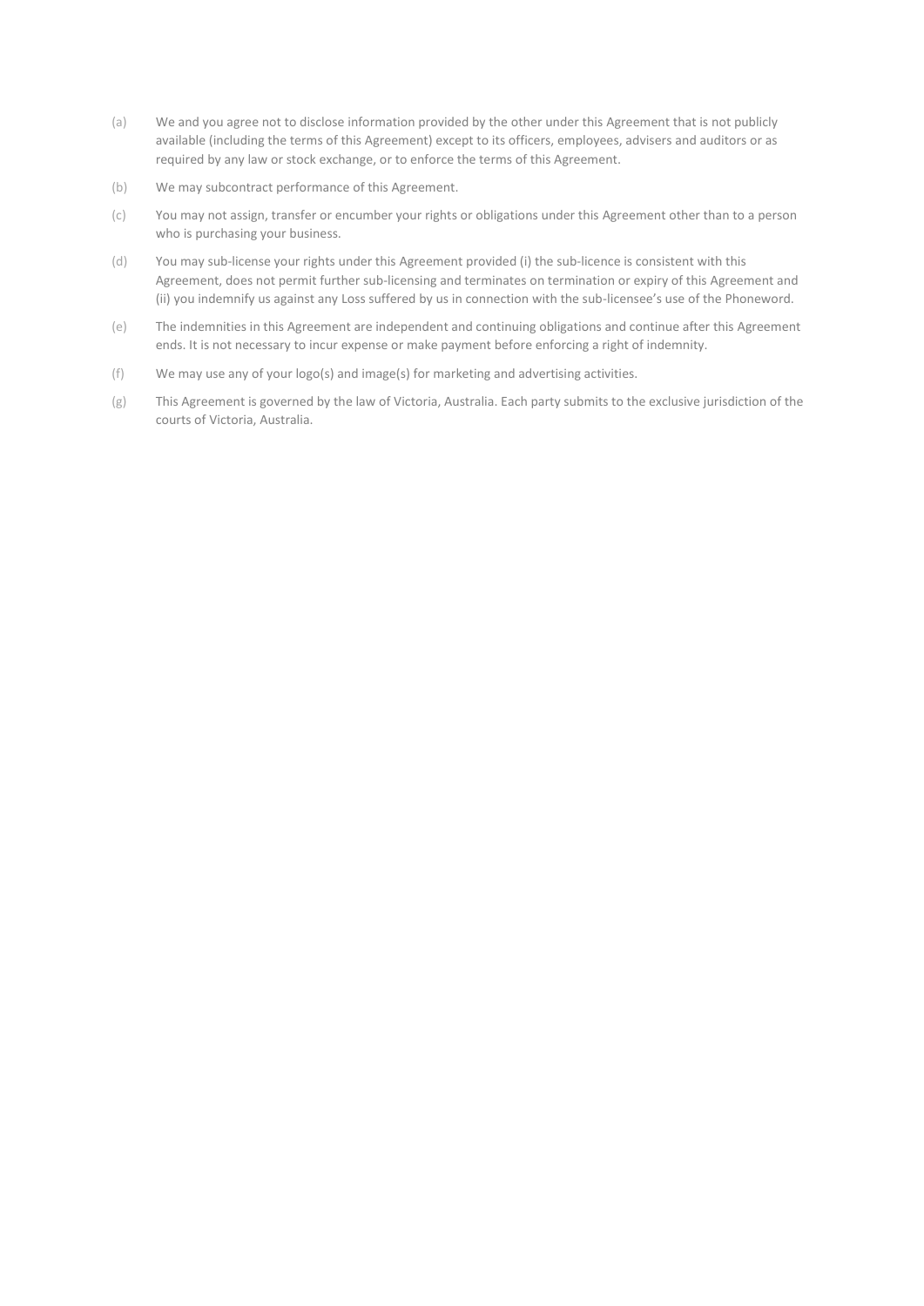(a) We and you agree not to disclose information provided by the other under this Agreement that is not publicly available (including the terms of this Agreement) except to its officers, employees, advisers and auditors or as required by any law or stock exchange, or to enforce the terms of this Agreement.

(b) We may subcontract performance of this Agreement.

(c) You may not assign, transfer or encumber your rights or obligations under this Agreement other than to a person who is purchasing your business.

(d) You may sub-license your rights under this Agreement provided (i) the sub-licence is consistent with this Agreement, does not permit further sub-licensing and terminates on termination or expiry of this Agreement and (ii) you indemnify us against any Loss suffered by us in connection with the sub-licensee's use of the Phoneword.

(e) The indemnities in this Agreement are independent and continuing obligations and continue after this Agreement ends. It is not necessary to incur expense or make payment before enforcing a right of indemnity.

(f) We may use any of your logo(s) and image(s) for marketing and advertising activities.

(g) This Agreement is governed by the law of Victoria, Australia. Each party submits to the exclusive jurisdiction of the courts of Victoria, Australia.